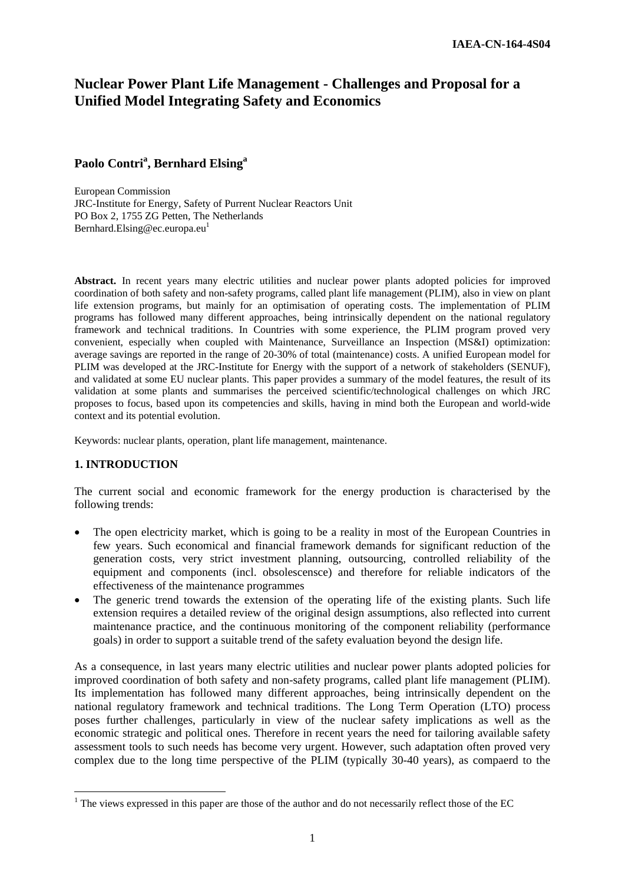# Nuclear Power Plant Life Management - Challenges and Proposal for a Unified Model Integrating Safety and Economics

**Paolo Contri[a], Bernhard Elsing[a]**

European Commission
JRC-Institute for Energy, Safety of Purrent Nuclear Reactors Unit
PO Box 2, 1755 ZG Petten, The Netherlands
Bernhard.Elsing@ec.europa.eu[1]

**Abstract.** In recent years many electric utilities and nuclear power plants adopted policies for improved coordination of both safety and non-safety programs, called plant life management (PLIM), also in view on plant life extension programs, but mainly for an optimisation of operating costs. The implementation of PLIM programs has followed many different approaches, being intrinsically dependent on the national regulatory framework and technical traditions. In Countries with some experience, the PLIM program proved very convenient, especially when coupled with Maintenance, Surveillance an Inspection (MS&I) optimization: average savings are reported in the range of 20-30% of total (maintenance) costs. A unified European model for PLIM was developed at the JRC-Institute for Energy with the support of a network of stakeholders (SENUF), and validated at some EU nuclear plants. This paper provides a summary of the model features, the result of its validation at some plants and summarises the perceived scientific/technological challenges on which JRC proposes to focus, based upon its competencies and skills, having in mind both the European and world-wide context and its potential evolution.

Keywords: nuclear plants, operation, plant life management, maintenance.

## 1. INTRODUCTION

The current social and economic framework for the energy production is characterised by the following trends:

- The open electricity market, which is going to be a reality in most of the European Countries in few years. Such economical and financial framework demands for significant reduction of the generation costs, very strict investment planning, outsourcing, controlled reliability of the equipment and components (incl. obsolescensce) and therefore for reliable indicators of the effectiveness of the maintenance programmes
- The generic trend towards the extension of the operating life of the existing plants. Such life extension requires a detailed review of the original design assumptions, also reflected into current maintenance practice, and the continuous monitoring of the component reliability (performance goals) in order to support a suitable trend of the safety evaluation beyond the design life.

As a consequence, in last years many electric utilities and nuclear power plants adopted policies for improved coordination of both safety and non-safety programs, called plant life management (PLIM). Its implementation has followed many different approaches, being intrinsically dependent on the national regulatory framework and technical traditions. The Long Term Operation (LTO) process poses further challenges, particularly in view of the nuclear safety implications as well as the economic strategic and political ones. Therefore in recent years the need for tailoring available safety assessment tools to such needs has become very urgent. However, such adaptation often proved very complex due to the long time perspective of the PLIM (typically 30-40 years), as compaerd to the

[1] The views expressed in this paper are those of the author and do not necessarily reflect those of the EC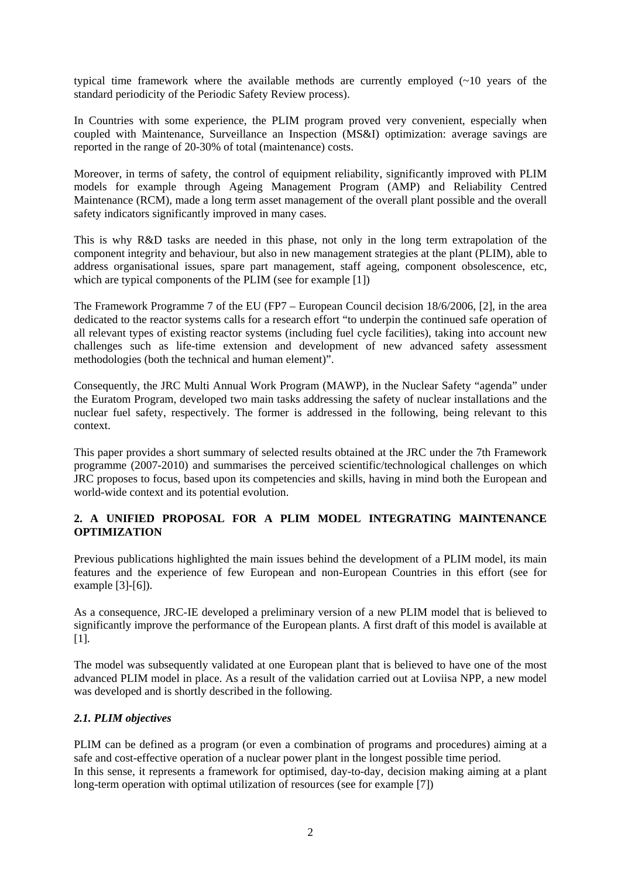typical time framework where the available methods are currently employed (~10 years of the standard periodicity of the Periodic Safety Review process).

In Countries with some experience, the PLIM program proved very convenient, especially when coupled with Maintenance, Surveillance an Inspection (MS&I) optimization: average savings are reported in the range of 20-30% of total (maintenance) costs.

Moreover, in terms of safety, the control of equipment reliability, significantly improved with PLIM models for example through Ageing Management Program (AMP) and Reliability Centred Maintenance (RCM), made a long term asset management of the overall plant possible and the overall safety indicators significantly improved in many cases.

This is why R&D tasks are needed in this phase, not only in the long term extrapolation of the component integrity and behaviour, but also in new management strategies at the plant (PLIM), able to address organisational issues, spare part management, staff ageing, component obsolescence, etc, which are typical components of the PLIM (see for example [1])

The Framework Programme 7 of the EU (FP7 – European Council decision 18/6/2006, [2], in the area dedicated to the reactor systems calls for a research effort "to underpin the continued safe operation of all relevant types of existing reactor systems (including fuel cycle facilities), taking into account new challenges such as life-time extension and development of new advanced safety assessment methodologies (both the technical and human element)".

Consequently, the JRC Multi Annual Work Program (MAWP), in the Nuclear Safety "agenda" under the Euratom Program, developed two main tasks addressing the safety of nuclear installations and the nuclear fuel safety, respectively. The former is addressed in the following, being relevant to this context.

This paper provides a short summary of selected results obtained at the JRC under the 7th Framework programme (2007-2010) and summarises the perceived scientific/technological challenges on which JRC proposes to focus, based upon its competencies and skills, having in mind both the European and world-wide context and its potential evolution.

## 2. A UNIFIED PROPOSAL FOR A PLIM MODEL INTEGRATING MAINTENANCE OPTIMIZATION

Previous publications highlighted the main issues behind the development of a PLIM model, its main features and the experience of few European and non-European Countries in this effort (see for example [3]-[6]).

As a consequence, JRC-IE developed a preliminary version of a new PLIM model that is believed to significantly improve the performance of the European plants. A first draft of this model is available at [1].

The model was subsequently validated at one European plant that is believed to have one of the most advanced PLIM model in place. As a result of the validation carried out at Loviisa NPP, a new model was developed and is shortly described in the following.

### *2.1. PLIM objectives*

PLIM can be defined as a program (or even a combination of programs and procedures) aiming at a safe and cost-effective operation of a nuclear power plant in the longest possible time period.
In this sense, it represents a framework for optimised, day-to-day, decision making aiming at a plant long-term operation with optimal utilization of resources (see for example [7])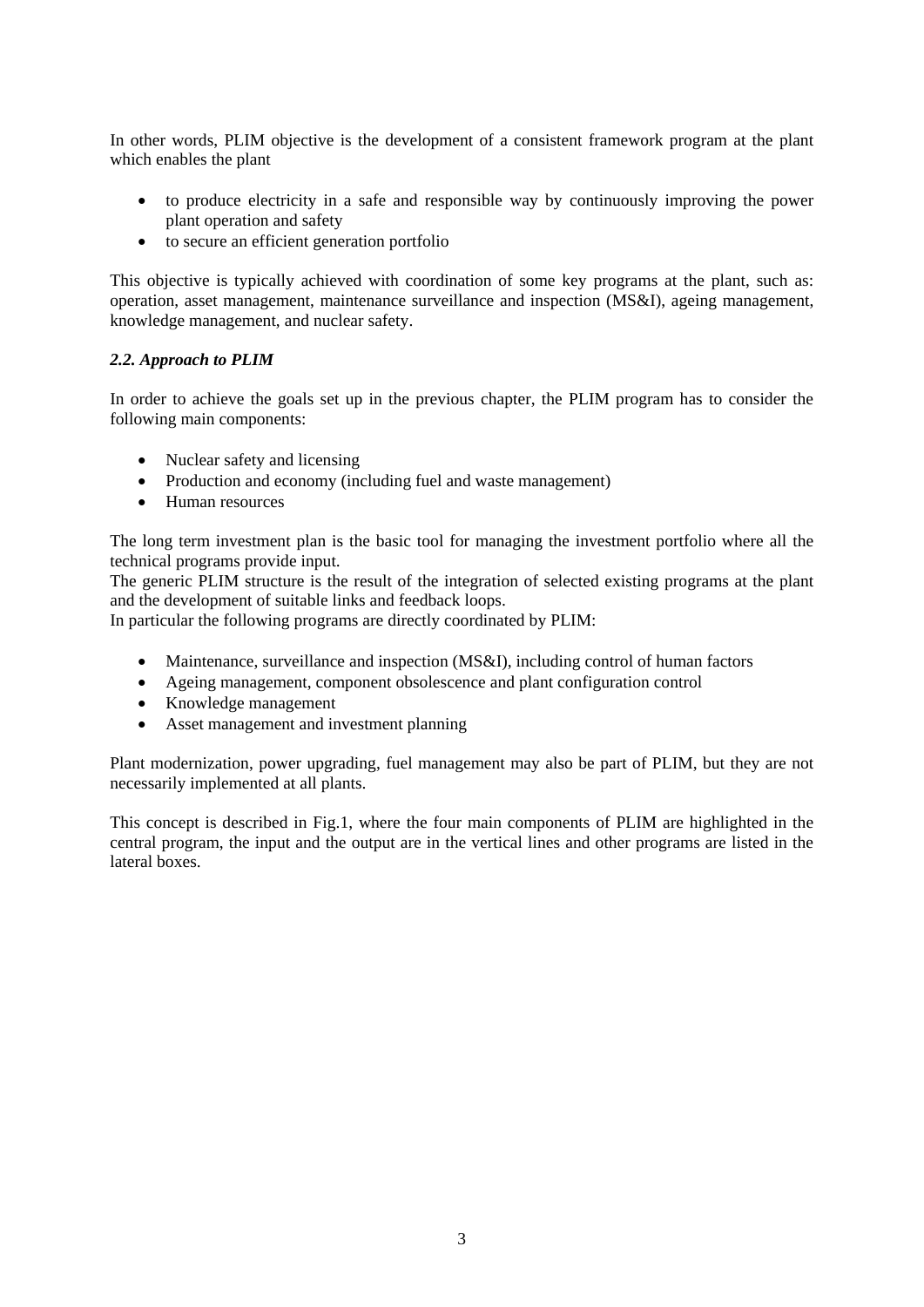In other words, PLIM objective is the development of a consistent framework program at the plant which enables the plant

- to produce electricity in a safe and responsible way by continuously improving the power plant operation and safety
- to secure an efficient generation portfolio

This objective is typically achieved with coordination of some key programs at the plant, such as: operation, asset management, maintenance surveillance and inspection (MS&I), ageing management, knowledge management, and nuclear safety.

### *2.2. Approach to PLIM*

In order to achieve the goals set up in the previous chapter, the PLIM program has to consider the following main components:

- Nuclear safety and licensing
- Production and economy (including fuel and waste management)
- Human resources

The long term investment plan is the basic tool for managing the investment portfolio where all the technical programs provide input.
The generic PLIM structure is the result of the integration of selected existing programs at the plant and the development of suitable links and feedback loops.
In particular the following programs are directly coordinated by PLIM:

- Maintenance, surveillance and inspection (MS&I), including control of human factors
- Ageing management, component obsolescence and plant configuration control
- Knowledge management
- Asset management and investment planning

Plant modernization, power upgrading, fuel management may also be part of PLIM, but they are not necessarily implemented at all plants.

This concept is described in Fig.1, where the four main components of PLIM are highlighted in the central program, the input and the output are in the vertical lines and other programs are listed in the lateral boxes.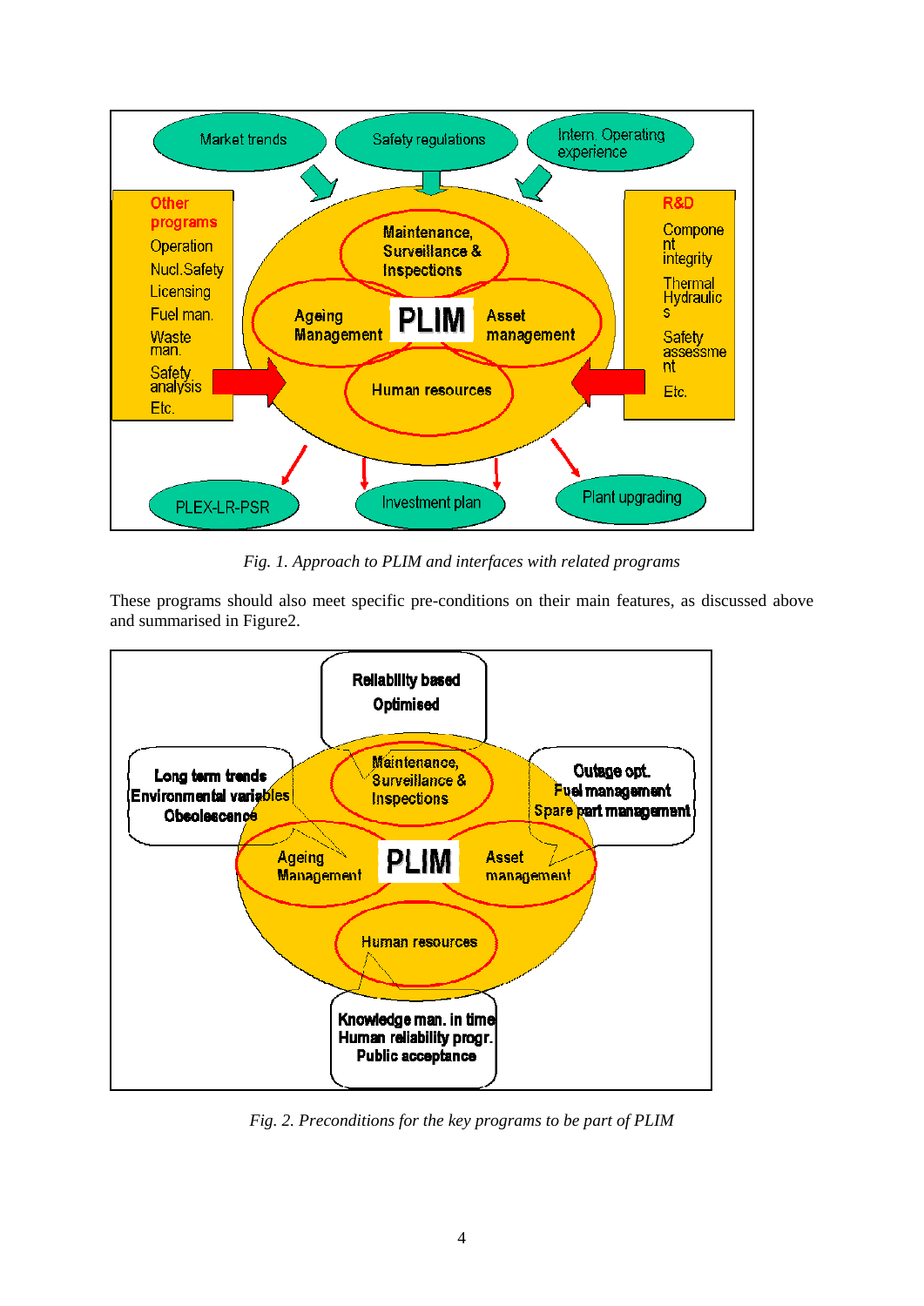Fig. 1. Approach to PLIM and interfaces with related programs

These programs should also meet specific pre-conditions on their main features, as discussed above and summarised in Figure2.

Fig. 2. Preconditions for the key programs to be part of PLIM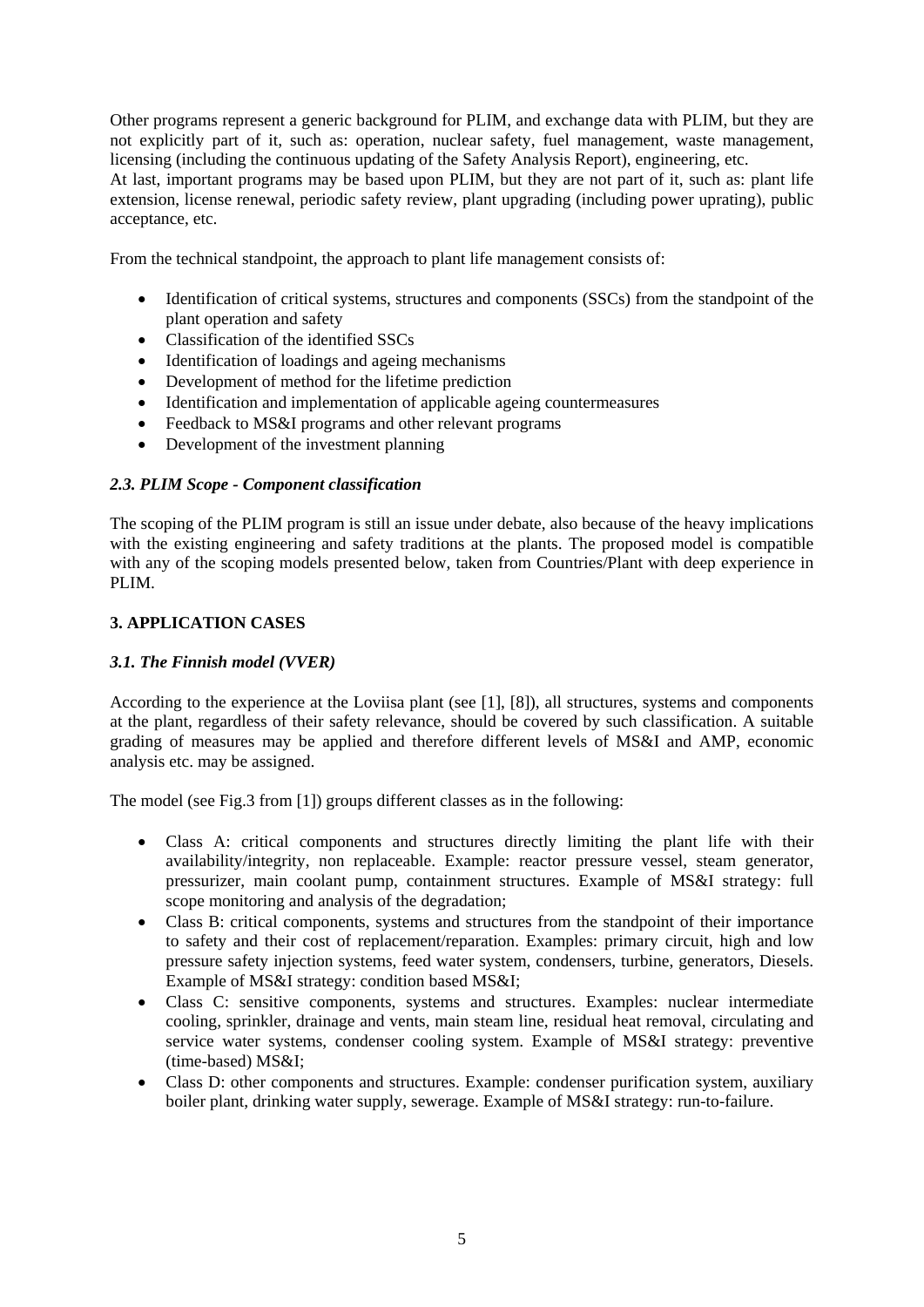Other programs represent a generic background for PLIM, and exchange data with PLIM, but they are not explicitly part of it, such as: operation, nuclear safety, fuel management, waste management, licensing (including the continuous updating of the Safety Analysis Report), engineering, etc.
At last, important programs may be based upon PLIM, but they are not part of it, such as: plant life extension, license renewal, periodic safety review, plant upgrading (including power uprating), public acceptance, etc.

From the technical standpoint, the approach to plant life management consists of:

- Identification of critical systems, structures and components (SSCs) from the standpoint of the plant operation and safety
- Classification of the identified SSCs
- Identification of loadings and ageing mechanisms
- Development of method for the lifetime prediction
- Identification and implementation of applicable ageing countermeasures
- Feedback to MS&I programs and other relevant programs
- Development of the investment planning

### *2.3. PLIM Scope - Component classification*

The scoping of the PLIM program is still an issue under debate, also because of the heavy implications with the existing engineering and safety traditions at the plants. The proposed model is compatible with any of the scoping models presented below, taken from Countries/Plant with deep experience in PLIM.

## 3. APPLICATION CASES

### *3.1. The Finnish model (VVER)*

According to the experience at the Loviisa plant (see [1], [8]), all structures, systems and components at the plant, regardless of their safety relevance, should be covered by such classification. A suitable grading of measures may be applied and therefore different levels of MS&I and AMP, economic analysis etc. may be assigned.

The model (see Fig.3 from [1]) groups different classes as in the following:

- Class A: critical components and structures directly limiting the plant life with their availability/integrity, non replaceable. Example: reactor pressure vessel, steam generator, pressurizer, main coolant pump, containment structures. Example of MS&I strategy: full scope monitoring and analysis of the degradation;
- Class B: critical components, systems and structures from the standpoint of their importance to safety and their cost of replacement/reparation. Examples: primary circuit, high and low pressure safety injection systems, feed water system, condensers, turbine, generators, Diesels. Example of MS&I strategy: condition based MS&I;
- Class C: sensitive components, systems and structures. Examples: nuclear intermediate cooling, sprinkler, drainage and vents, main steam line, residual heat removal, circulating and service water systems, condenser cooling system. Example of MS&I strategy: preventive (time-based) MS&I;
- Class D: other components and structures. Example: condenser purification system, auxiliary boiler plant, drinking water supply, sewerage. Example of MS&I strategy: run-to-failure.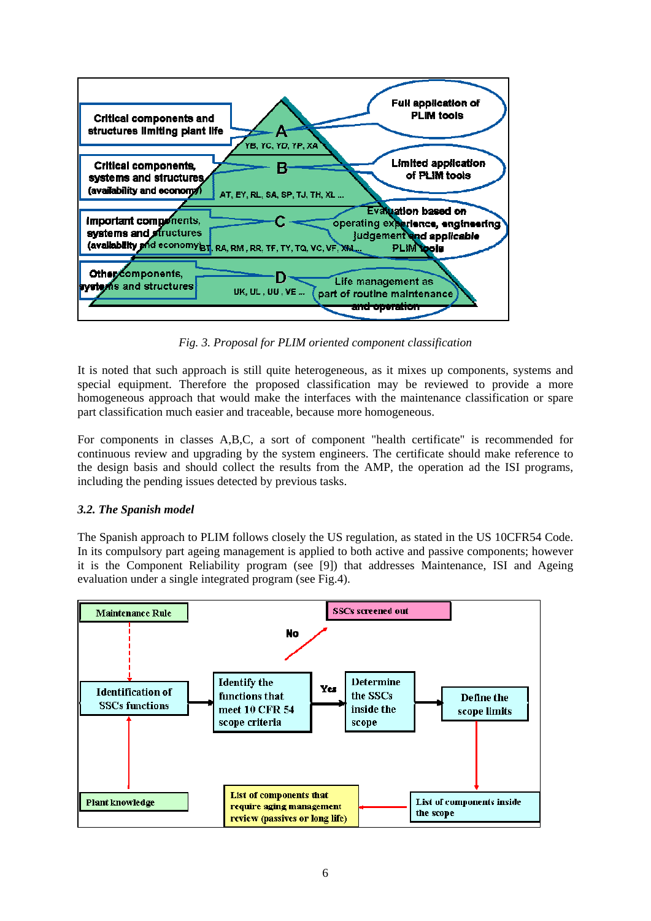Fig. 3. Proposal for PLIM oriented component classification

It is noted that such approach is still quite heterogeneous, as it mixes up components, systems and special equipment. Therefore the proposed classification may be reviewed to provide a more homogeneous approach that would make the interfaces with the maintenance classification or spare part classification much easier and traceable, because more homogeneous.

For components in classes A,B,C, a sort of component "health certificate" is recommended for continuous review and upgrading by the system engineers. The certificate should make reference to the design basis and should collect the results from the AMP, the operation ad the ISI programs, including the pending issues detected by previous tasks.

### *3.2. The Spanish model*

The Spanish approach to PLIM follows closely the US regulation, as stated in the US 10CFR54 Code. In its compulsory part ageing management is applied to both active and passive components; however it is the Component Reliability program (see [9]) that addresses Maintenance, ISI and Ageing evaluation under a single integrated program (see Fig.4).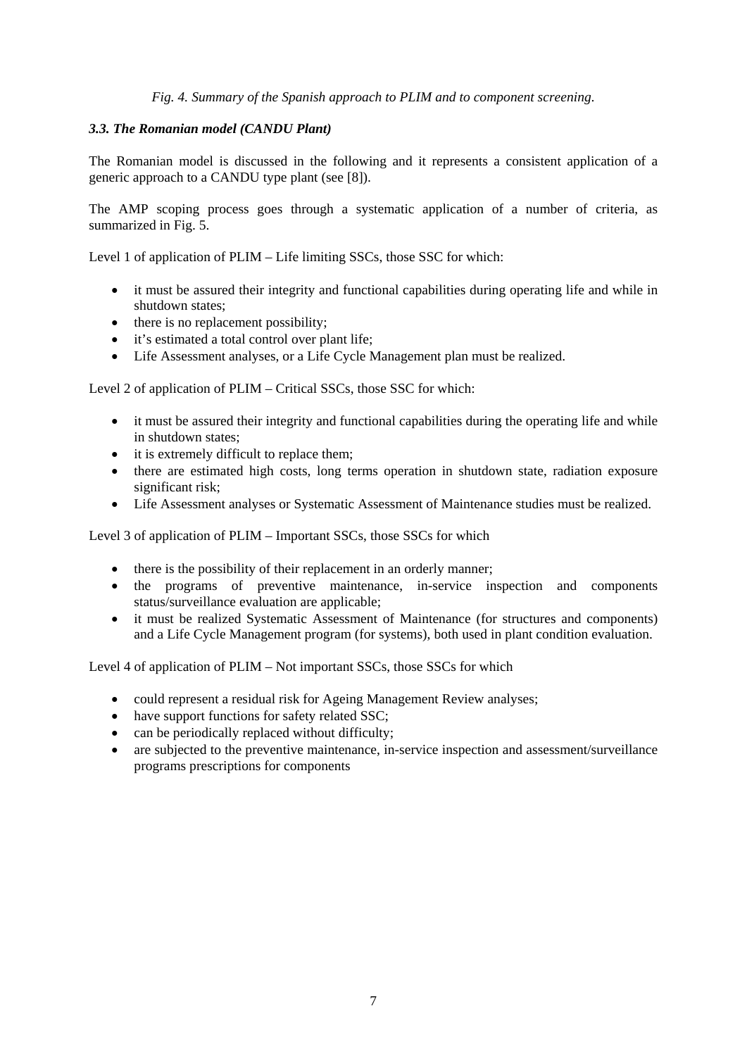*Fig. 4. Summary of the Spanish approach to PLIM and to component screening.*

### *3.3. The Romanian model (CANDU Plant)*

The Romanian model is discussed in the following and it represents a consistent application of a generic approach to a CANDU type plant (see [8]).

The AMP scoping process goes through a systematic application of a number of criteria, as summarized in Fig. 5.

Level 1 of application of PLIM – Life limiting SSCs, those SSC for which:

- it must be assured their integrity and functional capabilities during operating life and while in shutdown states;
- there is no replacement possibility;
- it's estimated a total control over plant life;
- Life Assessment analyses, or a Life Cycle Management plan must be realized.

Level 2 of application of PLIM – Critical SSCs, those SSC for which:

- it must be assured their integrity and functional capabilities during the operating life and while in shutdown states;
- it is extremely difficult to replace them;
- there are estimated high costs, long terms operation in shutdown state, radiation exposure significant risk;
- Life Assessment analyses or Systematic Assessment of Maintenance studies must be realized.

Level 3 of application of PLIM – Important SSCs, those SSCs for which

- there is the possibility of their replacement in an orderly manner;
- the programs of preventive maintenance, in-service inspection and components status/surveillance evaluation are applicable;
- it must be realized Systematic Assessment of Maintenance (for structures and components) and a Life Cycle Management program (for systems), both used in plant condition evaluation.

Level 4 of application of PLIM – Not important SSCs, those SSCs for which

- could represent a residual risk for Ageing Management Review analyses;
- have support functions for safety related SSC;
- can be periodically replaced without difficulty;
- are subjected to the preventive maintenance, in-service inspection and assessment/surveillance programs prescriptions for components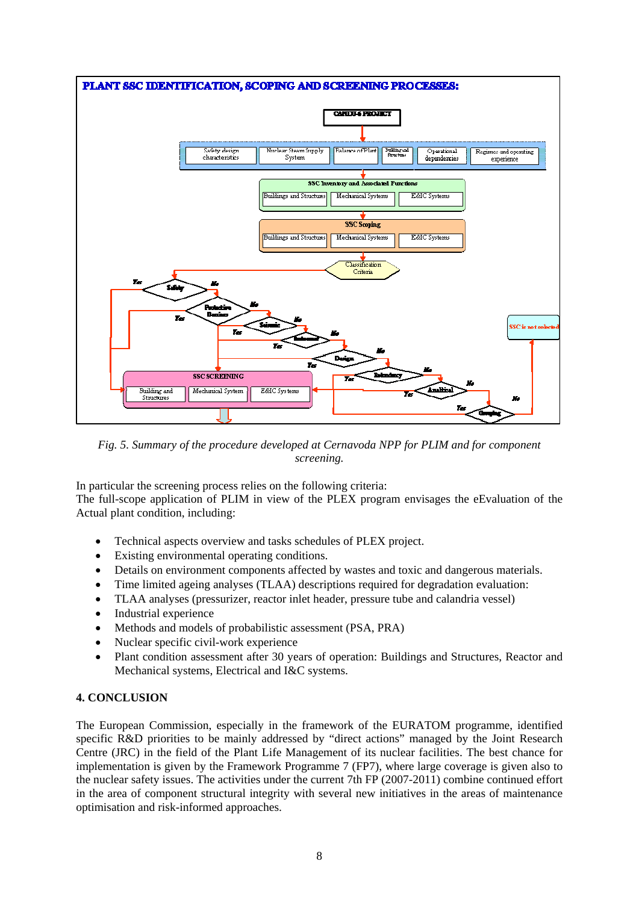*Fig. 5. Summary of the procedure developed at Cernavoda NPP for PLIM and for component screening.*

In particular the screening process relies on the following criteria:
The full-scope application of PLIM in view of the PLEX program envisages the eEvaluation of the Actual plant condition, including:

- Technical aspects overview and tasks schedules of PLEX project.
- Existing environmental operating conditions.
- Details on environment components affected by wastes and toxic and dangerous materials.
- Time limited ageing analyses (TLAA) descriptions required for degradation evaluation:
- TLAA analyses (pressurizer, reactor inlet header, pressure tube and calandria vessel)
- Industrial experience
- Methods and models of probabilistic assessment (PSA, PRA)
- Nuclear specific civil-work experience
- Plant condition assessment after 30 years of operation: Buildings and Structures, Reactor and Mechanical systems, Electrical and I&C systems.

## 4. CONCLUSION

The European Commission, especially in the framework of the EURATOM programme, identified specific R&D priorities to be mainly addressed by "direct actions" managed by the Joint Research Centre (JRC) in the field of the Plant Life Management of its nuclear facilities. The best chance for implementation is given by the Framework Programme 7 (FP7), where large coverage is given also to the nuclear safety issues. The activities under the current 7th FP (2007-2011) combine continued effort in the area of component structural integrity with several new initiatives in the areas of maintenance optimisation and risk-informed approaches.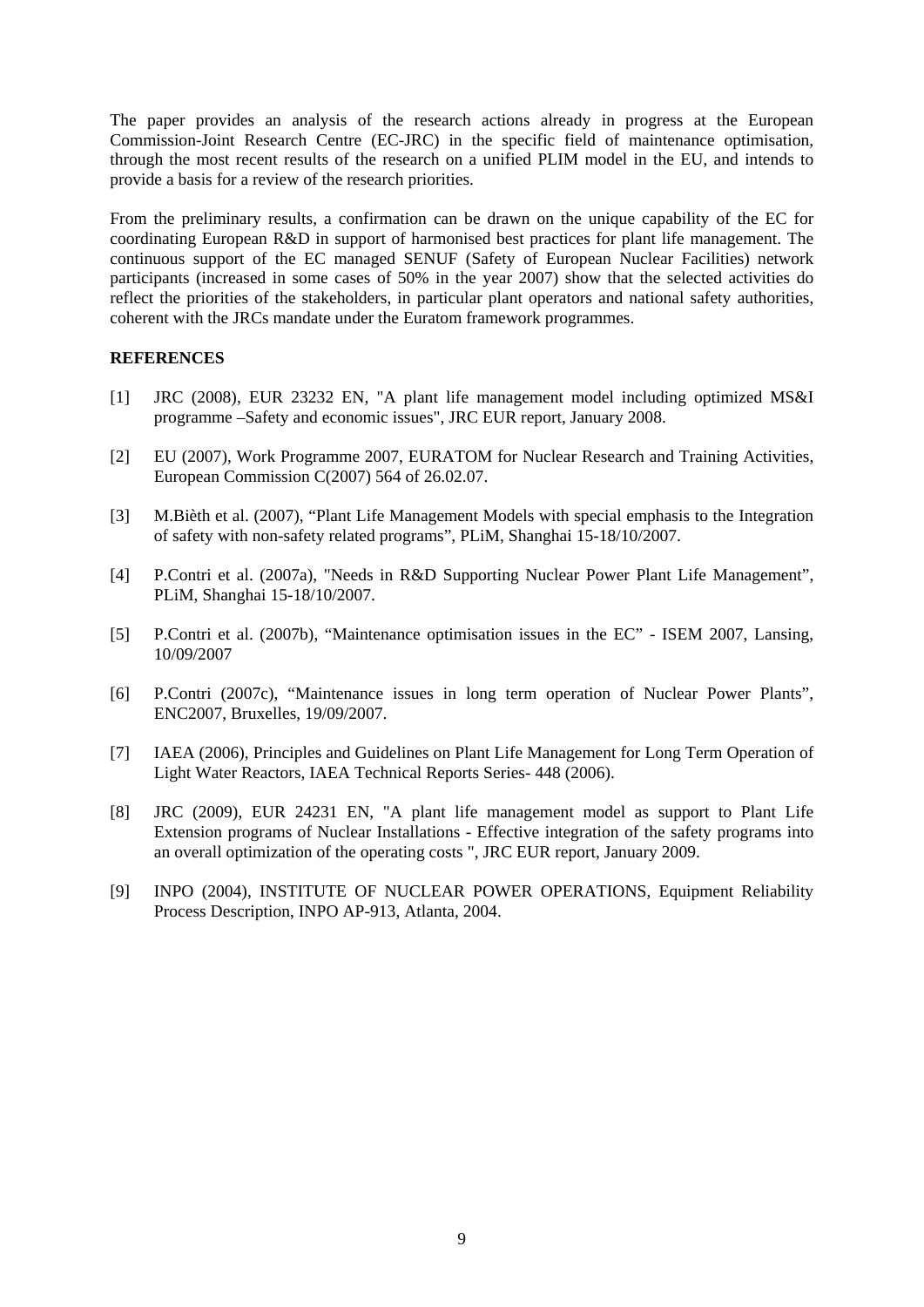The paper provides an analysis of the research actions already in progress at the European Commission-Joint Research Centre (EC-JRC) in the specific field of maintenance optimisation, through the most recent results of the research on a unified PLIM model in the EU, and intends to provide a basis for a review of the research priorities.

From the preliminary results, a confirmation can be drawn on the unique capability of the EC for coordinating European R&D in support of harmonised best practices for plant life management. The continuous support of the EC managed SENUF (Safety of European Nuclear Facilities) network participants (increased in some cases of 50% in the year 2007) show that the selected activities do reflect the priorities of the stakeholders, in particular plant operators and national safety authorities, coherent with the JRCs mandate under the Euratom framework programmes.

**REFERENCES**

[1] JRC (2008), EUR 23232 EN, "A plant life management model including optimized MS&I programme –Safety and economic issues", JRC EUR report, January 2008.

[2] EU (2007), Work Programme 2007, EURATOM for Nuclear Research and Training Activities, European Commission C(2007) 564 of 26.02.07.

[3] M.Bièth et al. (2007), "Plant Life Management Models with special emphasis to the Integration of safety with non-safety related programs", PLiM, Shanghai 15-18/10/2007.

[4] P.Contri et al. (2007a), "Needs in R&D Supporting Nuclear Power Plant Life Management", PLiM, Shanghai 15-18/10/2007.

[5] P.Contri et al. (2007b), "Maintenance optimisation issues in the EC" - ISEM 2007, Lansing, 10/09/2007

[6] P.Contri (2007c), "Maintenance issues in long term operation of Nuclear Power Plants", ENC2007, Bruxelles, 19/09/2007.

[7] IAEA (2006), Principles and Guidelines on Plant Life Management for Long Term Operation of Light Water Reactors, IAEA Technical Reports Series- 448 (2006).

[8] JRC (2009), EUR 24231 EN, "A plant life management model as support to Plant Life Extension programs of Nuclear Installations - Effective integration of the safety programs into an overall optimization of the operating costs ", JRC EUR report, January 2009.

[9] INPO (2004), INSTITUTE OF NUCLEAR POWER OPERATIONS, Equipment Reliability Process Description, INPO AP-913, Atlanta, 2004.